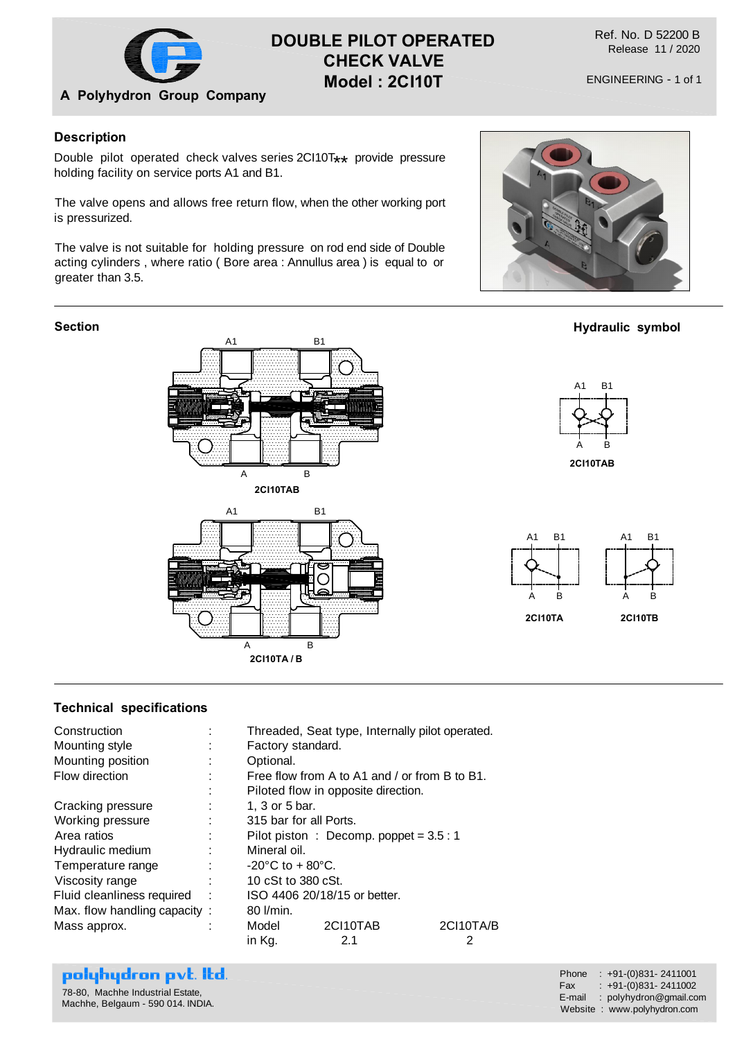A Polyhydron Group Company

# DOUBLE PILOT OPERATED CHECK VALVE
# Model : 2CI10T

Ref. No. D 52200 B
Release 11 / 2020

ENGINEERING - 1 of 1

## Description

Double pilot operated check valves series 2CI10T** provide pressure holding facility on service ports A1 and B1.

The valve opens and allows free return flow, when the other working port is pressurized.

The valve is not suitable for holding pressure on rod end side of Double acting cylinders , where ratio ( Bore area : Annullus area ) is equal to or greater than 3.5.

## Section

A1 B1

A B

2CI10TAB

A1 B1

A B

2CI10TA / B

## Hydraulic symbol

A1 B1

A B

2CI10TAB

A1 B1

A B

2CI10TA

A1 B1

A B

2CI10TB

## Technical specifications

| | | |
|---|---|---|
| Construction | : | Threaded, Seat type, Internally pilot operated. |
| Mounting style | : | Factory standard. |
| Mounting position | : | Optional. |
| Flow direction | : | Free flow from A to A1 and / or from B to B1. |
| | : | Piloted flow in opposite direction. |
| Cracking pressure | : | 1, 3 or 5 bar. |
| Working pressure | : | 315 bar for all Ports. |
| Area ratios | : | Pilot piston : Decomp. poppet = 3.5 : 1 |
| Hydraulic medium | : | Mineral oil. |
| Temperature range | : | -20°C to + 80°C. |
| Viscosity range | : | 10 cSt to 380 cSt. |
| Fluid cleanliness required | : | ISO 4406 20/18/15 or better. |
| Max. flow handling capacity | : | 80 l/min. |
| Mass approx. | : | Model 2CI10TAB 2CI10TA/B |
| | | in Kg. 2.1 2 |

**polyhydron pvt. ltd.**
78-80, Machhe Industrial Estate,
Machhe, Belgaum - 590 014. INDIA.

Phone : +91-(0)831- 2411001
Fax : +91-(0)831- 2411002
E-mail : polyhydron@gmail.com
Website : www.polyhydron.com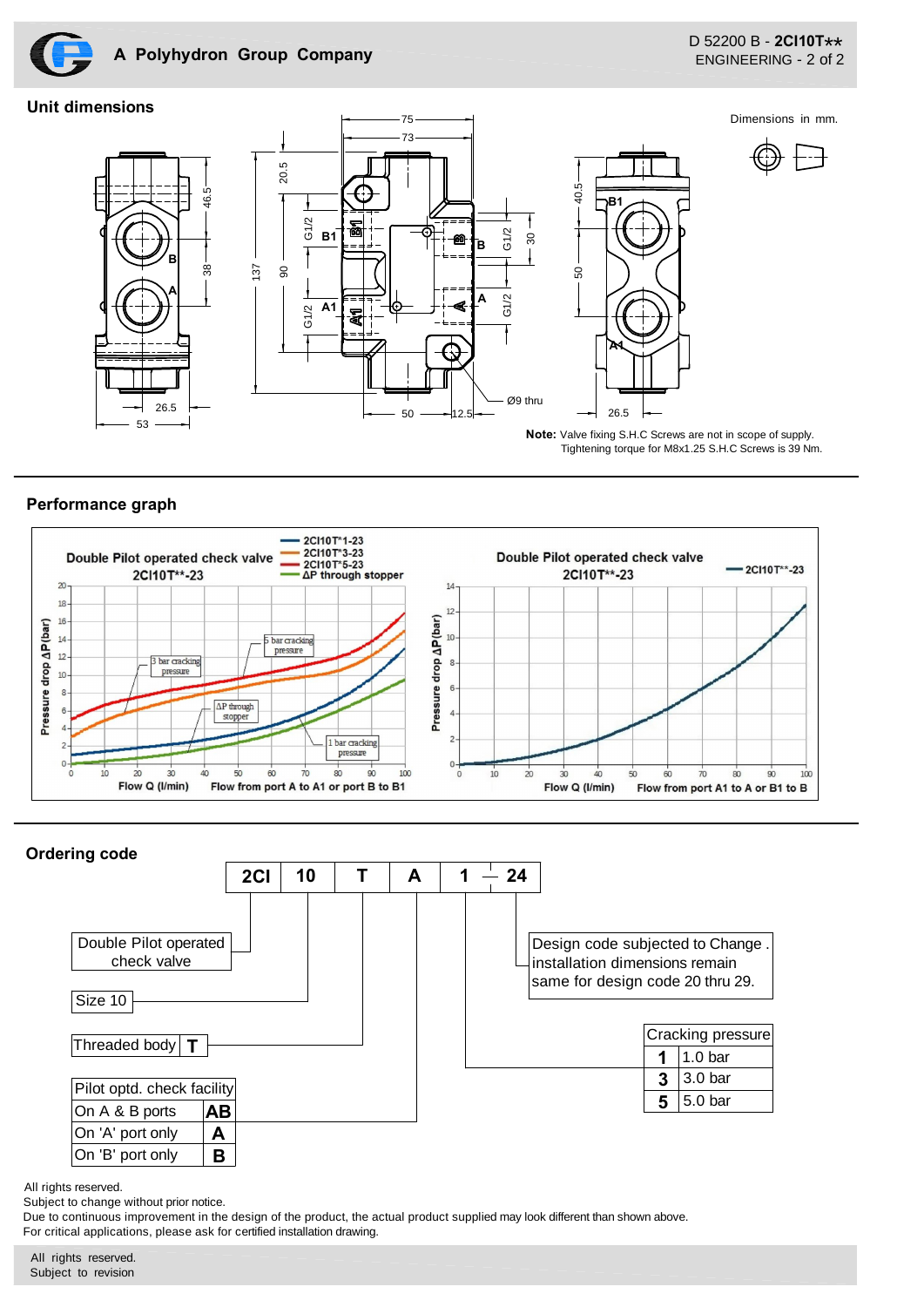## Unit dimensions

Dimensions in mm.

75
73
46.5
38
20.5
137
90
G1/2
B1
A1
B
A
30
40.5
50
26.5
53
50
12.5
Ø9 thru

**Note:** Valve fixing S.H.C Screws are not in scope of supply.
Tightening torque for M8x1.25 S.H.C Screws is 39 Nm.

## Performance graph

Double Pilot operated check valve
2CI10T**-23

2CI10T*1-23
2CI10T*3-23
2CI10T*5-23
ΔP through stopper

Pressure drop ΔP(bar)
0 2 4 6 8 10 12 14 16 18 20
0 10 20 30 40 50 60 70 80 90 100
Flow Q (l/min) Flow from port A to A1 or port B to B1

3 bar cracking pressure
5 bar cracking pressure
ΔP through stopper
1 bar cracking pressure

Double Pilot operated check valve
2CI10T**-23

2CI10T**-23

Pressure drop ΔP(bar)
0 2 4 6 8 10 12 14
0 10 20 30 40 50 60 70 80 90 100
Flow Q (l/min) Flow from port A1 to A or B1 to B

## Ordering code

| 2CI | 10 | T | A | 1 — 24 |
|---|---|---|---|---|

- 2CI: Double Pilot operated check valve
- 10: Size 10
- T: Threaded body | **T**
- A: Pilot optd. check facility

| Pilot optd. check facility | |
|---|---|
| On A & B ports | **AB** |
| On 'A' port only | **A** |
| On 'B' port only | **B** |

- 1: Cracking pressure

| Cracking pressure | |
|---|---|
| **1** | 1.0 bar |
| **3** | 3.0 bar |
| **5** | 5.0 bar |

- 24: Design code subjected to Change . installation dimensions remain same for design code 20 thru 29.

All rights reserved.
Subject to change without prior notice.
Due to continuous improvement in the design of the product, the actual product supplied may look different than shown above.
For critical applications, please ask for certified installation drawing.